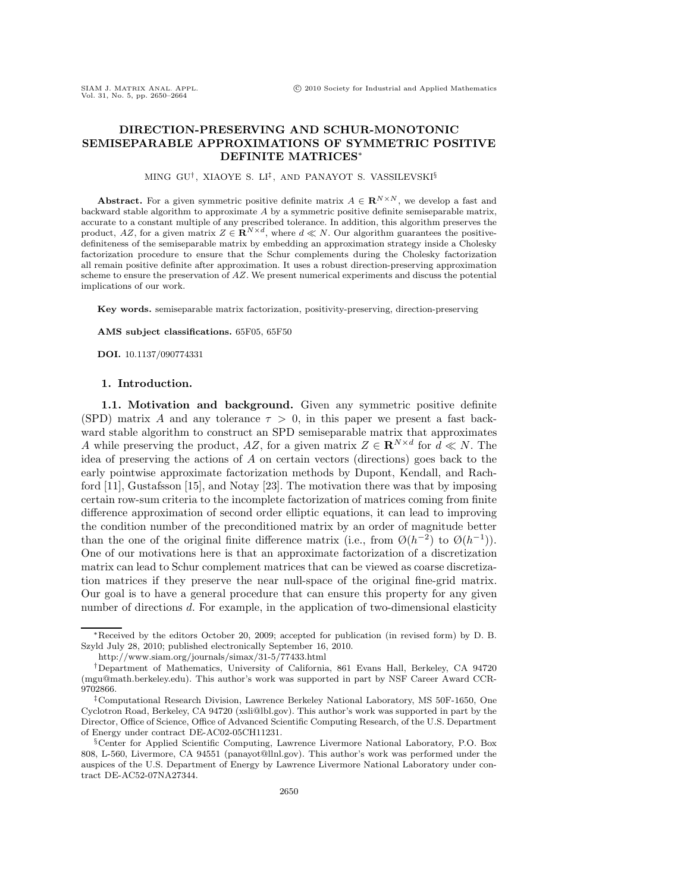# DIRECTION-PRESERVING AND SCHUR-MONOTONIC SEMISEPARABLE APPROXIMATIONS OF SYMMETRIC POSITIVE DEFINITE MATRICES*

MING GU†, XIAOYE S. LI‡, AND PANAYOT S. VASSILEVSKI§

**Abstract.** For a given symmetric positive definite matrix $A \in \mathbf{R}^{N \times N}$, we develop a fast and backward stable algorithm to approximate $A$ by a symmetric positive definite semiseparable matrix, accurate to a constant multiple of any prescribed tolerance. In addition, this algorithm preserves the product, $AZ$, for a given matrix $Z \in \mathbf{R}^{N \times d}$, where $d \ll N$. Our algorithm guarantees the positive-definiteness of the semiseparable matrix by embedding an approximation strategy inside a Cholesky factorization procedure to ensure that the Schur complements during the Cholesky factorization all remain positive definite after approximation. It uses a robust direction-preserving approximation scheme to ensure the preservation of $AZ$. We present numerical experiments and discuss the potential implications of our work.

**Key words.** semiseparable matrix factorization, positivity-preserving, direction-preserving

**AMS subject classifications.** 65F05, 65F50

**DOI.** 10.1137/090774331

## 1. Introduction.

**1.1. Motivation and background.** Given any symmetric positive definite (SPD) matrix $A$ and any tolerance $\tau > 0$, in this paper we present a fast backward stable algorithm to construct an SPD semiseparable matrix that approximates $A$ while preserving the product, $AZ$, for a given matrix $Z \in \mathbf{R}^{N \times d}$ for $d \ll N$. The idea of preserving the actions of $A$ on certain vectors (directions) goes back to the early pointwise approximate factorization methods by Dupont, Kendall, and Rachford [11], Gustafsson [15], and Notay [23]. The motivation there was that by imposing certain row-sum criteria to the incomplete factorization of matrices coming from finite difference approximation of second order elliptic equations, it can lead to improving the condition number of the preconditioned matrix by an order of magnitude better than the one of the original finite difference matrix (i.e., from $\mathcal{O}(h^{-2})$ to $\mathcal{O}(h^{-1})$). One of our motivations here is that an approximate factorization of a discretization matrix can lead to Schur complement matrices that can be viewed as coarse discretization matrices if they preserve the near null-space of the original fine-grid matrix. Our goal is to have a general procedure that can ensure this property for any given number of directions $d$. For example, in the application of two-dimensional elasticity

---

*Received by the editors October 20, 2009; accepted for publication (in revised form) by D. B. Szyld July 28, 2010; published electronically September 16, 2010.
http://www.siam.org/journals/simax/31-5/77433.html

†Department of Mathematics, University of California, 861 Evans Hall, Berkeley, CA 94720 (mgu@math.berkeley.edu). This author's work was supported in part by NSF Career Award CCR-9702866.

‡Computational Research Division, Lawrence Berkeley National Laboratory, MS 50F-1650, One Cyclotron Road, Berkeley, CA 94720 (xsli@lbl.gov). This author's work was supported in part by the Director, Office of Science, Office of Advanced Scientific Computing Research, of the U.S. Department of Energy under contract DE-AC02-05CH11231.

§Center for Applied Scientific Computing, Lawrence Livermore National Laboratory, P.O. Box 808, L-560, Livermore, CA 94551 (panayot@llnl.gov). This author's work was performed under the auspices of the U.S. Department of Energy by Lawrence Livermore National Laboratory under contract DE-AC52-07NA27344.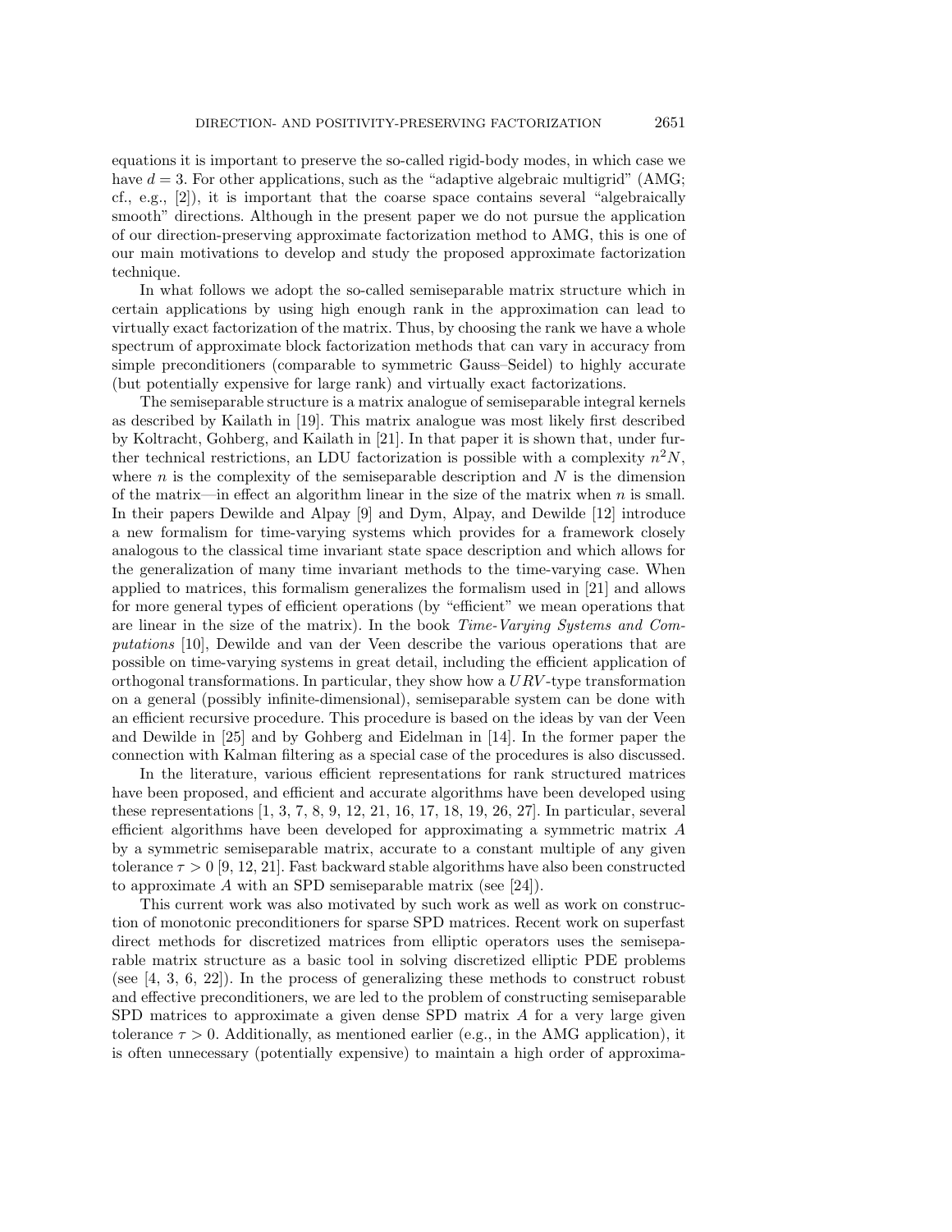equations it is important to preserve the so-called rigid-body modes, in which case we have $d = 3$. For other applications, such as the "adaptive algebraic multigrid" (AMG; cf., e.g., [2]), it is important that the coarse space contains several "algebraically smooth" directions. Although in the present paper we do not pursue the application of our direction-preserving approximate factorization method to AMG, this is one of our main motivations to develop and study the proposed approximate factorization technique.

In what follows we adopt the so-called semiseparable matrix structure which in certain applications by using high enough rank in the approximation can lead to virtually exact factorization of the matrix. Thus, by choosing the rank we have a whole spectrum of approximate block factorization methods that can vary in accuracy from simple preconditioners (comparable to symmetric Gauss–Seidel) to highly accurate (but potentially expensive for large rank) and virtually exact factorizations.

The semiseparable structure is a matrix analogue of semiseparable integral kernels as described by Kailath in [19]. This matrix analogue was most likely first described by Koltracht, Gohberg, and Kailath in [21]. In that paper it is shown that, under further technical restrictions, an LDU factorization is possible with a complexity $n^2N$, where $n$ is the complexity of the semiseparable description and $N$ is the dimension of the matrix—in effect an algorithm linear in the size of the matrix when $n$ is small. In their papers Dewilde and Alpay [9] and Dym, Alpay, and Dewilde [12] introduce a new formalism for time-varying systems which provides for a framework closely analogous to the classical time invariant state space description and which allows for the generalization of many time invariant methods to the time-varying case. When applied to matrices, this formalism generalizes the formalism used in [21] and allows for more general types of efficient operations (by "efficient" we mean operations that are linear in the size of the matrix). In the book *Time-Varying Systems and Computations* [10], Dewilde and van der Veen describe the various operations that are possible on time-varying systems in great detail, including the efficient application of orthogonal transformations. In particular, they show how a $URV$-type transformation on a general (possibly infinite-dimensional), semiseparable system can be done with an efficient recursive procedure. This procedure is based on the ideas by van der Veen and Dewilde in [25] and by Gohberg and Eidelman in [14]. In the former paper the connection with Kalman filtering as a special case of the procedures is also discussed.

In the literature, various efficient representations for rank structured matrices have been proposed, and efficient and accurate algorithms have been developed using these representations [1, 3, 7, 8, 9, 12, 21, 16, 17, 18, 19, 26, 27]. In particular, several efficient algorithms have been developed for approximating a symmetric matrix $A$ by a symmetric semiseparable matrix, accurate to a constant multiple of any given tolerance $\tau > 0$ [9, 12, 21]. Fast backward stable algorithms have also been constructed to approximate $A$ with an SPD semiseparable matrix (see [24]).

This current work was also motivated by such work as well as work on construction of monotonic preconditioners for sparse SPD matrices. Recent work on superfast direct methods for discretized matrices from elliptic operators uses the semiseparable matrix structure as a basic tool in solving discretized elliptic PDE problems (see [4, 3, 6, 22]). In the process of generalizing these methods to construct robust and effective preconditioners, we are led to the problem of constructing semiseparable SPD matrices to approximate a given dense SPD matrix $A$ for a very large given tolerance $\tau > 0$. Additionally, as mentioned earlier (e.g., in the AMG application), it is often unnecessary (potentially expensive) to maintain a high order of approxima-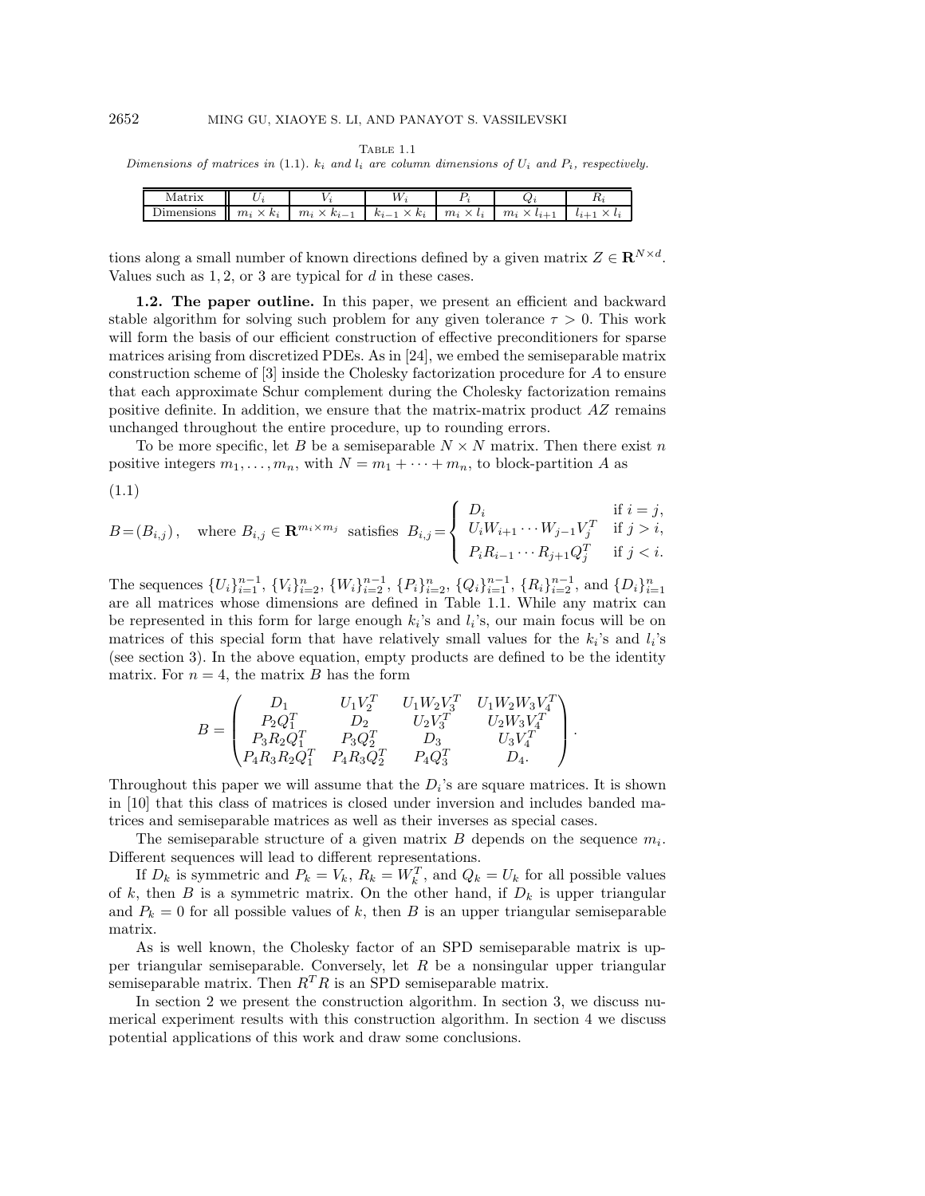Table 1.1

*Dimensions of matrices in* (1.1). $k_i$ *and* $l_i$ *are column dimensions of* $U_i$ *and* $P_i$*, respectively.*

| Matrix | $U_i$ | $V_i$ | $W_i$ | $P_i$ | $Q_i$ | $R_i$ |
|---|---|---|---|---|---|---|
| Dimensions | $m_i \times k_i$ | $m_i \times k_{i-1}$ | $k_{i-1} \times k_i$ | $m_i \times l_i$ | $m_i \times l_{i+1}$ | $l_{i+1} \times l_i$ |

tions along a small number of known directions defined by a given matrix $Z \in \mathbf{R}^{N\times d}$. Values such as 1, 2, or 3 are typical for $d$ in these cases.

**1.2. The paper outline.** In this paper, we present an efficient and backward stable algorithm for solving such problem for any given tolerance $\tau > 0$. This work will form the basis of our efficient construction of effective preconditioners for sparse matrices arising from discretized PDEs. As in [24], we embed the semiseparable matrix construction scheme of [3] inside the Cholesky factorization procedure for $A$ to ensure that each approximate Schur complement during the Cholesky factorization remains positive definite. In addition, we ensure that the matrix-matrix product $AZ$ remains unchanged throughout the entire procedure, up to rounding errors.

To be more specific, let $B$ be a semiseparable $N \times N$ matrix. Then there exist $n$ positive integers $m_1, \ldots, m_n$, with $N = m_1 + \cdots + m_n$, to block-partition $A$ as

(1.1)

$$B = (B_{i,j}), \quad \text{where } B_{i,j} \in \mathbf{R}^{m_i \times m_j} \text{ satisfies } B_{i,j} = \begin{cases} D_i & \text{if } i = j, \\ U_i W_{i+1} \cdots W_{j-1} V_j^T & \text{if } j > i, \\ P_i R_{i-1} \cdots R_{j+1} Q_j^T & \text{if } j < i. \end{cases}$$

The sequences $\{U_i\}_{i=1}^{n-1}$, $\{V_i\}_{i=2}^{n}$, $\{W_i\}_{i=2}^{n-1}$, $\{P_i\}_{i=2}^{n}$, $\{Q_i\}_{i=1}^{n-1}$, $\{R_i\}_{i=2}^{n-1}$, and $\{D_i\}_{i=1}^{n}$ are all matrices whose dimensions are defined in Table 1.1. While any matrix can be represented in this form for large enough $k_i$'s and $l_i$'s, our main focus will be on matrices of this special form that have relatively small values for the $k_i$'s and $l_i$'s (see section 3). In the above equation, empty products are defined to be the identity matrix. For $n = 4$, the matrix $B$ has the form

$$B = \begin{pmatrix} D_1 & U_1 V_2^T & U_1 W_2 V_3^T & U_1 W_2 W_3 V_4^T \\ P_2 Q_1^T & D_2 & U_2 V_3^T & U_2 W_3 V_4^T \\ P_3 R_2 Q_1^T & P_3 Q_2^T & D_3 & U_3 V_4^T \\ P_4 R_3 R_2 Q_1^T & P_4 R_3 Q_2^T & P_4 Q_3^T & D_4. \end{pmatrix}.$$

Throughout this paper we will assume that the $D_i$'s are square matrices. It is shown in [10] that this class of matrices is closed under inversion and includes banded matrices and semiseparable matrices as well as their inverses as special cases.

The semiseparable structure of a given matrix $B$ depends on the sequence $m_i$. Different sequences will lead to different representations.

If $D_k$ is symmetric and $P_k = V_k$, $R_k = W_k^T$, and $Q_k = U_k$ for all possible values of $k$, then $B$ is a symmetric matrix. On the other hand, if $D_k$ is upper triangular and $P_k = 0$ for all possible values of $k$, then $B$ is an upper triangular semiseparable matrix.

As is well known, the Cholesky factor of an SPD semiseparable matrix is upper triangular semiseparable. Conversely, let $R$ be a nonsingular upper triangular semiseparable matrix. Then $R^T R$ is an SPD semiseparable matrix.

In section 2 we present the construction algorithm. In section 3, we discuss numerical experiment results with this construction algorithm. In section 4 we discuss potential applications of this work and draw some conclusions.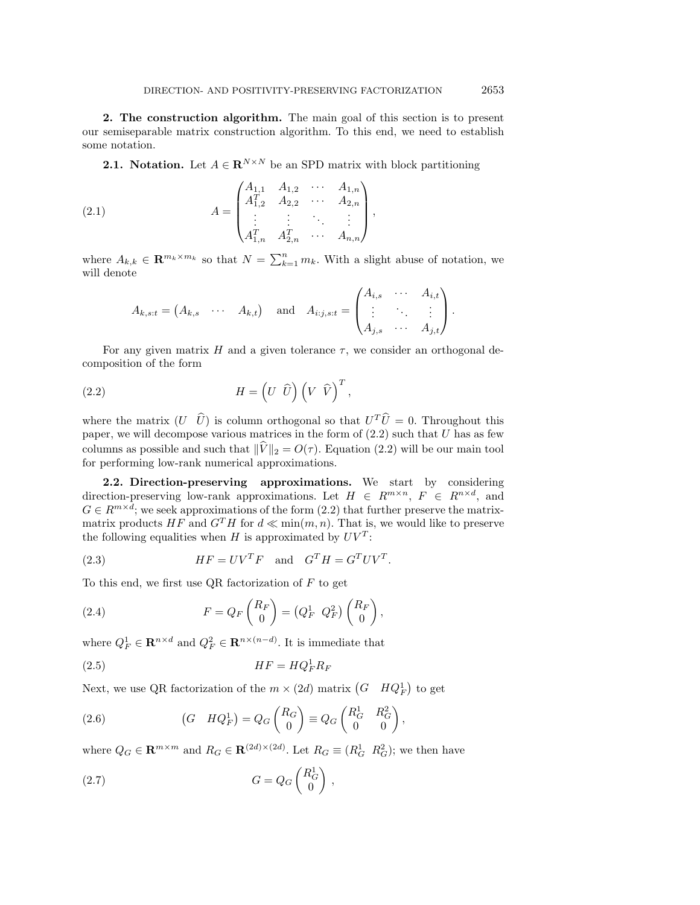## 2. The construction algorithm.

The main goal of this section is to present our semiseparable matrix construction algorithm. To this end, we need to establish some notation.

### 2.1. Notation.

Let $A \in \mathbf{R}^{N\times N}$ be an SPD matrix with block partitioning

$$A = \begin{pmatrix} A_{1,1} & A_{1,2} & \cdots & A_{1,n} \\ A_{1,2}^T & A_{2,2} & \cdots & A_{2,n} \\ \vdots & \vdots & \ddots & \vdots \\ A_{1,n}^T & A_{2,n}^T & \cdots & A_{n,n} \end{pmatrix}, \tag{2.1}$$

where $A_{k,k} \in \mathbf{R}^{m_k\times m_k}$ so that $N = \sum_{k=1}^{n} m_k$. With a slight abuse of notation, we will denote

$$A_{k,s:t} = \begin{pmatrix} A_{k,s} & \cdots & A_{k,t} \end{pmatrix} \quad \text{and} \quad A_{i:j,s:t} = \begin{pmatrix} A_{i,s} & \cdots & A_{i,t} \\ \vdots & \ddots & \vdots \\ A_{j,s} & \cdots & A_{j,t} \end{pmatrix}.$$

For any given matrix $H$ and a given tolerance $\tau$, we consider an orthogonal decomposition of the form

$$H = \begin{pmatrix} U & \widehat{U} \end{pmatrix} \begin{pmatrix} V & \widehat{V} \end{pmatrix}^T, \tag{2.2}$$

where the matrix $(U \ \ \widehat{U})$ is column orthogonal so that $U^T\widehat{U} = 0$. Throughout this paper, we will decompose various matrices in the form of (2.2) such that $U$ has as few columns as possible and such that $\|\widehat{V}\|_2 = O(\tau)$. Equation (2.2) will be our main tool for performing low-rank numerical approximations.

### 2.2. Direction-preserving approximations.

We start by considering direction-preserving low-rank approximations. Let $H \in R^{m\times n}$, $F \in R^{n\times d}$, and $G \in R^{m\times d}$; we seek approximations of the form (2.2) that further preserve the matrix-matrix products $HF$ and $G^TH$ for $d \ll \min(m, n)$. That is, we would like to preserve the following equalities when $H$ is approximated by $UV^T$:

$$HF = UV^TF \quad \text{and} \quad G^TH = G^TUV^T. \tag{2.3}$$

To this end, we first use QR factorization of $F$ to get

$$F = Q_F \begin{pmatrix} R_F \\ 0 \end{pmatrix} = \begin{pmatrix} Q_F^1 & Q_F^2 \end{pmatrix} \begin{pmatrix} R_F \\ 0 \end{pmatrix}, \tag{2.4}$$

where $Q_F^1 \in \mathbf{R}^{n\times d}$ and $Q_F^2 \in \mathbf{R}^{n\times(n-d)}$. It is immediate that

$$HF = HQ_F^1R_F \tag{2.5}$$

Next, we use QR factorization of the $m \times (2d)$ matrix $\begin{pmatrix} G & HQ_F^1 \end{pmatrix}$ to get

$$\begin{pmatrix} G & HQ_F^1 \end{pmatrix} = Q_G \begin{pmatrix} R_G \\ 0 \end{pmatrix} \equiv Q_G \begin{pmatrix} R_G^1 & R_G^2 \\ 0 & 0 \end{pmatrix}, \tag{2.6}$$

where $Q_G \in \mathbf{R}^{m\times m}$ and $R_G \in \mathbf{R}^{(2d)\times(2d)}$. Let $R_G \equiv (R_G^1 \ \ R_G^2)$; we then have

$$G = Q_G \begin{pmatrix} R_G^1 \\ 0 \end{pmatrix}, \tag{2.7}$$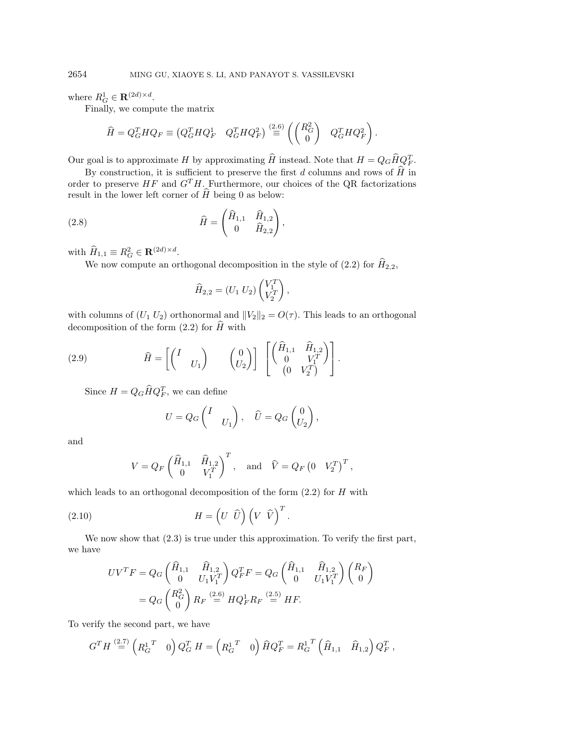where $R_G^1 \in \mathbf{R}^{(2d)\times d}$.

Finally, we compute the matrix

$$\widehat{H} = Q_G^T H Q_F \equiv \begin{pmatrix} Q_G^T H Q_F^1 & Q_G^T H Q_F^2 \end{pmatrix} \stackrel{(2.6)}{\equiv} \left( \begin{pmatrix} R_G^2 \\ 0 \end{pmatrix} \quad Q_G^T H Q_F^2 \right).$$

Our goal is to approximate $H$ by approximating $\widehat{H}$ instead. Note that $H = Q_G \widehat{H} Q_F^T$.

By construction, it is sufficient to preserve the first $d$ columns and rows of $\widehat{H}$ in order to preserve $HF$ and $G^T H$. Furthermore, our choices of the QR factorizations result in the lower left corner of $\widehat{H}$ being 0 as below:

$$\widehat{H} = \begin{pmatrix} \widehat{H}_{1,1} & \widehat{H}_{1,2} \\ 0 & \widehat{H}_{2,2} \end{pmatrix}, \tag{2.8}$$

with $\widehat{H}_{1,1} \equiv R_G^2 \in \mathbf{R}^{(2d)\times d}$.

We now compute an orthogonal decomposition in the style of (2.2) for $\widehat{H}_{2,2}$,

$$\widehat{H}_{2,2} = (U_1 \; U_2) \begin{pmatrix} V_1^T \\ V_2^T \end{pmatrix},$$

with columns of $(U_1 \; U_2)$ orthonormal and $\|V_2\|_2 = O(\tau)$. This leads to an orthogonal decomposition of the form (2.2) for $\widehat{H}$ with

$$\widehat{H} = \left[ \begin{pmatrix} I & \\ & U_1 \end{pmatrix} \quad \begin{pmatrix} 0 \\ U_2 \end{pmatrix} \right] \left[ \begin{matrix} \begin{pmatrix} \widehat{H}_{1,1} & \widehat{H}_{1,2} \\ 0 & V_1^T \end{pmatrix} \\ \begin{pmatrix} 0 & V_2^T \end{pmatrix} \end{matrix} \right]. \tag{2.9}$$

Since $H = Q_G \widehat{H} Q_F^T$, we can define

$$U = Q_G \begin{pmatrix} I & \\ & U_1 \end{pmatrix}, \quad \widehat{U} = Q_G \begin{pmatrix} 0 \\ U_2 \end{pmatrix},$$

and

$$V = Q_F \begin{pmatrix} \widehat{H}_{1,1} & \widehat{H}_{1,2} \\ 0 & V_1^T \end{pmatrix}^T, \quad \text{and} \quad \widehat{V} = Q_F \begin{pmatrix} 0 & V_2^T \end{pmatrix}^T,$$

which leads to an orthogonal decomposition of the form (2.2) for $H$ with

$$H = \begin{pmatrix} U & \widehat{U} \end{pmatrix} \begin{pmatrix} V & \widehat{V} \end{pmatrix}^T. \tag{2.10}$$

We now show that (2.3) is true under this approximation. To verify the first part, we have

$$\begin{aligned} UV^T F &= Q_G \begin{pmatrix} \widehat{H}_{1,1} & \widehat{H}_{1,2} \\ 0 & U_1 V_1^T \end{pmatrix} Q_F^T F = Q_G \begin{pmatrix} \widehat{H}_{1,1} & \widehat{H}_{1,2} \\ 0 & U_1 V_1^T \end{pmatrix} \begin{pmatrix} R_F \\ 0 \end{pmatrix} \\ &= Q_G \begin{pmatrix} R_G^2 \\ 0 \end{pmatrix} R_F \stackrel{(2.6)}{=} H Q_F^1 R_F \stackrel{(2.5)}{=} HF. \end{aligned}$$

To verify the second part, we have

$$G^T H \stackrel{(2.7)}{=} \begin{pmatrix} {R_G^1}^T & 0 \end{pmatrix} Q_G^T H = \begin{pmatrix} {R_G^1}^T & 0 \end{pmatrix} \widehat{H} Q_F^T = {R_G^1}^T \begin{pmatrix} \widehat{H}_{1,1} & \widehat{H}_{1,2} \end{pmatrix} Q_F^T,$$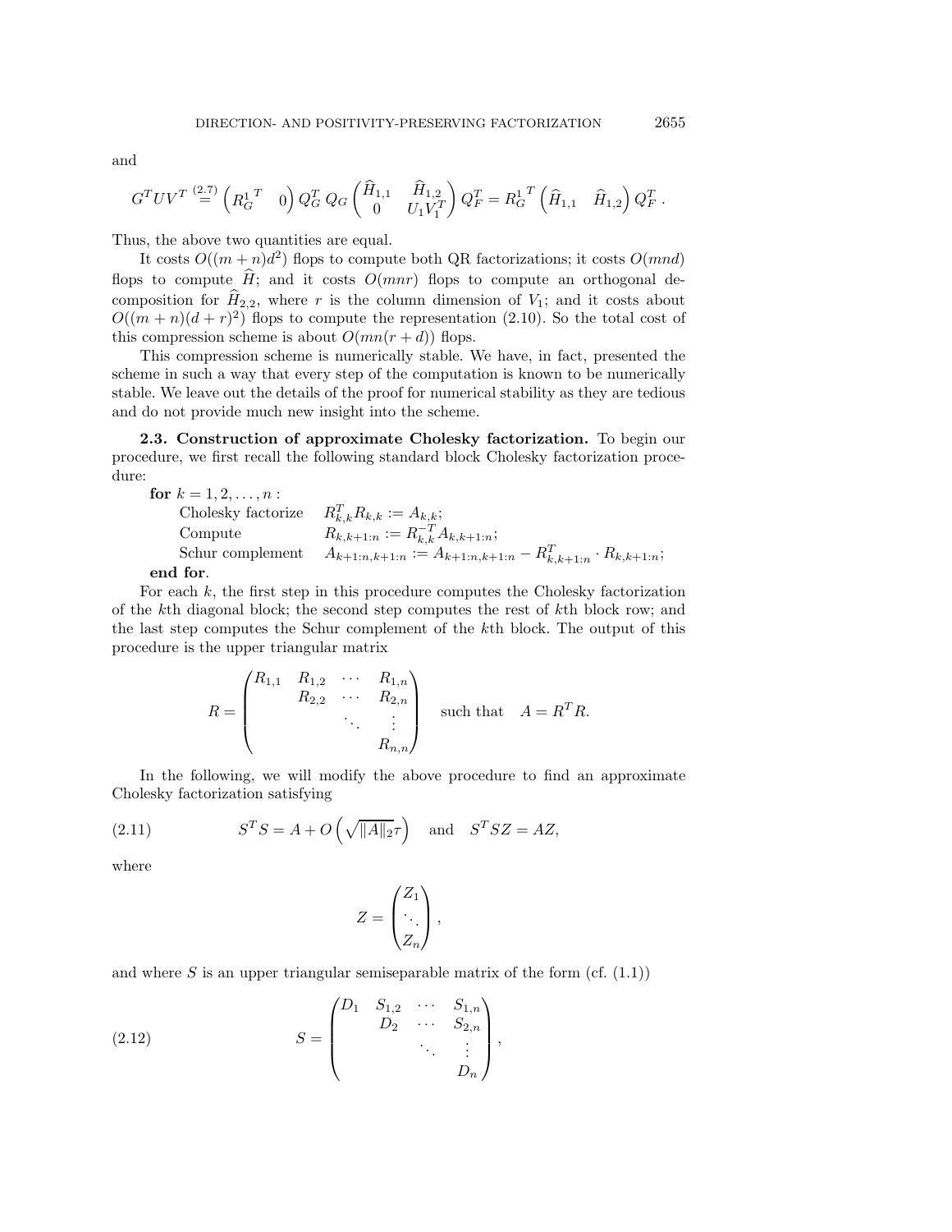and

$$G^T U V^T \overset{(2.7)}{=} \begin{pmatrix} R_G^{1\,T} & 0 \end{pmatrix} Q_G^T \, Q_G \begin{pmatrix} \widehat{H}_{1,1} & \widehat{H}_{1,2} \\ 0 & U_1 V_1^T \end{pmatrix} Q_F^T = R_G^{1\,T} \begin{pmatrix} \widehat{H}_{1,1} & \widehat{H}_{1,2} \end{pmatrix} Q_F^T .$$

Thus, the above two quantities are equal.

It costs $O((m+n)d^2)$ flops to compute both QR factorizations; it costs $O(mnd)$ flops to compute $\widehat{H}$; and it costs $O(mnr)$ flops to compute an orthogonal decomposition for $\widehat{H}_{2,2}$, where $r$ is the column dimension of $V_1$; and it costs about $O((m+n)(d+r)^2)$ flops to compute the representation (2.10). So the total cost of this compression scheme is about $O(mn(r+d))$ flops.

This compression scheme is numerically stable. We have, in fact, presented the scheme in such a way that every step of the computation is known to be numerically stable. We leave out the details of the proof for numerical stability as they are tedious and do not provide much new insight into the scheme.

**2.3. Construction of approximate Cholesky factorization.** To begin our procedure, we first recall the following standard block Cholesky factorization procedure:

**for** $k = 1, 2, \ldots, n$ :
  Cholesky factorize  $R_{k,k}^T R_{k,k} := A_{k,k}$;
  Compute  $R_{k,k+1:n} := R_{k,k}^{-T} A_{k,k+1:n}$;
  Schur complement  $A_{k+1:n,k+1:n} := A_{k+1:n,k+1:n} - R_{k,k+1:n}^T \cdot R_{k,k+1:n}$;
**end for**.

For each $k$, the first step in this procedure computes the Cholesky factorization of the $k$th diagonal block; the second step computes the rest of $k$th block row; and the last step computes the Schur complement of the $k$th block. The output of this procedure is the upper triangular matrix

$$R = \begin{pmatrix} R_{1,1} & R_{1,2} & \cdots & R_{1,n} \\ & R_{2,2} & \cdots & R_{2,n} \\ & & \ddots & \vdots \\ & & & R_{n,n} \end{pmatrix} \quad \text{such that} \quad A = R^T R.$$

In the following, we will modify the above procedure to find an approximate Cholesky factorization satisfying

$$S^T S = A + O\left(\sqrt{\|A\|_2}\tau\right) \quad \text{and} \quad S^T S Z = A Z, \tag{2.11}$$

where

$$Z = \begin{pmatrix} Z_1 & & \\ & \ddots & \\ & & Z_n \end{pmatrix},$$

and where $S$ is an upper triangular semiseparable matrix of the form (cf. (1.1))

$$S = \begin{pmatrix} D_1 & S_{1,2} & \cdots & S_{1,n} \\ & D_2 & \cdots & S_{2,n} \\ & & \ddots & \vdots \\ & & & D_n \end{pmatrix}, \tag{2.12}$$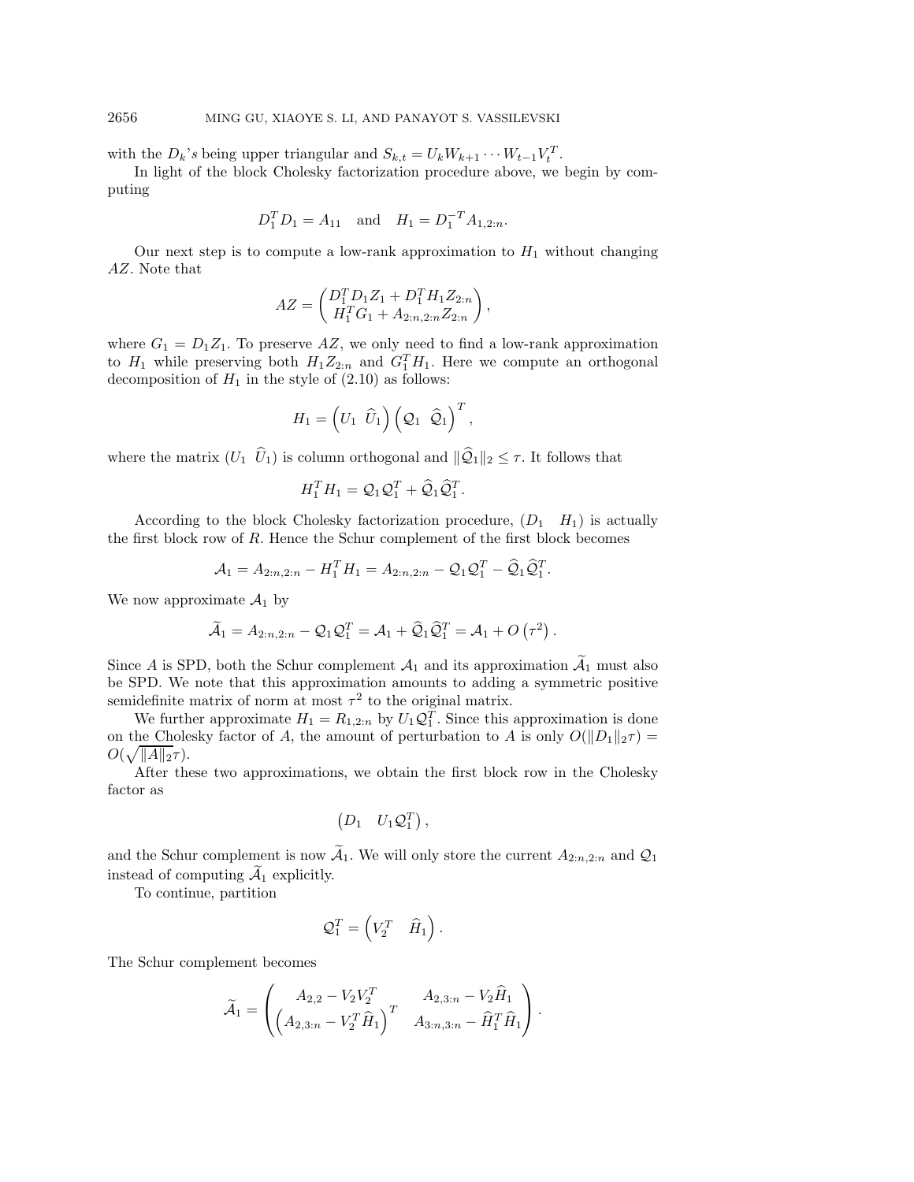with the $D_k$'s being upper triangular and $S_{k,t} = U_k W_{k+1} \cdots W_{t-1} V_t^T$.

In light of the block Cholesky factorization procedure above, we begin by computing

$$D_1^T D_1 = A_{11} \quad \text{and} \quad H_1 = D_1^{-T} A_{1,2:n}.$$

Our next step is to compute a low-rank approximation to $H_1$ without changing $AZ$. Note that

$$AZ = \begin{pmatrix} D_1^T D_1 Z_1 + D_1^T H_1 Z_{2:n} \\ H_1^T G_1 + A_{2:n,2:n} Z_{2:n} \end{pmatrix},$$

where $G_1 = D_1 Z_1$. To preserve $AZ$, we only need to find a low-rank approximation to $H_1$ while preserving both $H_1 Z_{2:n}$ and $G_1^T H_1$. Here we compute an orthogonal decomposition of $H_1$ in the style of (2.10) as follows:

$$H_1 = \begin{pmatrix} U_1 & \widehat{U}_1 \end{pmatrix} \begin{pmatrix} \mathcal{Q}_1 & \widehat{\mathcal{Q}}_1 \end{pmatrix}^T,$$

where the matrix $(U_1 \;\; \widehat{U}_1)$ is column orthogonal and $\|\widehat{\mathcal{Q}}_1\|_2 \leq \tau$. It follows that

$$H_1^T H_1 = \mathcal{Q}_1 \mathcal{Q}_1^T + \widehat{\mathcal{Q}}_1 \widehat{\mathcal{Q}}_1^T.$$

According to the block Cholesky factorization procedure, $(D_1 \quad H_1)$ is actually the first block row of $R$. Hence the Schur complement of the first block becomes

$$\mathcal{A}_1 = A_{2:n,2:n} - H_1^T H_1 = A_{2:n,2:n} - \mathcal{Q}_1 \mathcal{Q}_1^T - \widehat{\mathcal{Q}}_1 \widehat{\mathcal{Q}}_1^T.$$

We now approximate $\mathcal{A}_1$ by

$$\widetilde{\mathcal{A}}_1 = A_{2:n,2:n} - \mathcal{Q}_1 \mathcal{Q}_1^T = \mathcal{A}_1 + \widehat{\mathcal{Q}}_1 \widehat{\mathcal{Q}}_1^T = \mathcal{A}_1 + O\left(\tau^2\right).$$

Since $A$ is SPD, both the Schur complement $\mathcal{A}_1$ and its approximation $\widetilde{\mathcal{A}}_1$ must also be SPD. We note that this approximation amounts to adding a symmetric positive semidefinite matrix of norm at most $\tau^2$ to the original matrix.

We further approximate $H_1 = R_{1,2:n}$ by $U_1 \mathcal{Q}_1^T$. Since this approximation is done on the Cholesky factor of $A$, the amount of perturbation to $A$ is only $O(\|D_1\|_2 \tau) = O(\sqrt{\|A\|_2}\tau)$.

After these two approximations, we obtain the first block row in the Cholesky factor as

$$\begin{pmatrix} D_1 & U_1 \mathcal{Q}_1^T \end{pmatrix},$$

and the Schur complement is now $\widetilde{\mathcal{A}}_1$. We will only store the current $A_{2:n,2:n}$ and $\mathcal{Q}_1$ instead of computing $\widetilde{\mathcal{A}}_1$ explicitly.

To continue, partition

$$\mathcal{Q}_1^T = \begin{pmatrix} V_2^T & \widehat{H}_1 \end{pmatrix}.$$

The Schur complement becomes

$$\widetilde{\mathcal{A}}_1 = \begin{pmatrix} A_{2,2} - V_2 V_2^T & A_{2,3:n} - V_2 \widehat{H}_1 \\ \left(A_{2,3:n} - V_2^T \widehat{H}_1\right)^T & A_{3:n,3:n} - \widehat{H}_1^T \widehat{H}_1 \end{pmatrix}.$$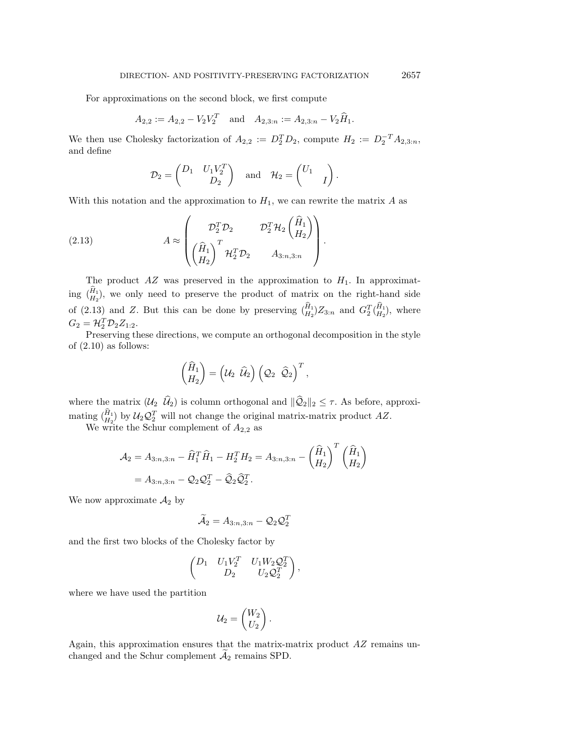For approximations on the second block, we first compute

$$A_{2,2} := A_{2,2} - V_2 V_2^T \quad \text{and} \quad A_{2,3:n} := A_{2,3:n} - V_2 \widehat{H}_1.$$

We then use Cholesky factorization of $A_{2,2} := D_2^T D_2$, compute $H_2 := D_2^{-T} A_{2,3:n}$, and define

$$\mathcal{D}_2 = \begin{pmatrix} D_1 & U_1 V_2^T \\ & D_2 \end{pmatrix} \quad \text{and} \quad \mathcal{H}_2 = \begin{pmatrix} U_1 & \\ & I \end{pmatrix}.$$

With this notation and the approximation to $H_1$, we can rewrite the matrix $A$ as

$$A \approx \begin{pmatrix} \mathcal{D}_2^T \mathcal{D}_2 & \mathcal{D}_2^T \mathcal{H}_2 \begin{pmatrix} \widehat{H}_1 \\ H_2 \end{pmatrix} \\ \begin{pmatrix} \widehat{H}_1 \\ H_2 \end{pmatrix}^T \mathcal{H}_2^T \mathcal{D}_2 & A_{3:n,3:n} \end{pmatrix}. \tag{2.13}$$

The product $AZ$ was preserved in the approximation to $H_1$. In approximating $\binom{\widehat{H}_1}{H_2}$, we only need to preserve the product of matrix on the right-hand side of (2.13) and $Z$. But this can be done by preserving $\binom{\widehat{H}_1}{H_2} Z_{3:n}$ and $G_2^T \binom{\widehat{H}_1}{H_2}$, where $G_2 = \mathcal{H}_2^T \mathcal{D}_2 Z_{1:2}$.

Preserving these directions, we compute an orthogonal decomposition in the style of (2.10) as follows:

$$\begin{pmatrix} \widehat{H}_1 \\ H_2 \end{pmatrix} = \begin{pmatrix} \mathcal{U}_2 & \widehat{\mathcal{U}}_2 \end{pmatrix} \begin{pmatrix} \mathcal{Q}_2 & \widehat{\mathcal{Q}}_2 \end{pmatrix}^T,$$

where the matrix $(\mathcal{U}_2 \;\; \widehat{\mathcal{U}}_2)$ is column orthogonal and $\|\widehat{\mathcal{Q}}_2\|_2 \leq \tau$. As before, approximating $\binom{\widehat{H}_1}{H_2}$ by $\mathcal{U}_2 \mathcal{Q}_2^T$ will not change the original matrix-matrix product $AZ$.

We write the Schur complement of $A_{2,2}$ as

$$\begin{aligned} \mathcal{A}_2 &= A_{3:n,3:n} - \widehat{H}_1^T \widehat{H}_1 - H_2^T H_2 = A_{3:n,3:n} - \begin{pmatrix} \widehat{H}_1 \\ H_2 \end{pmatrix}^T \begin{pmatrix} \widehat{H}_1 \\ H_2 \end{pmatrix} \\ &= A_{3:n,3:n} - \mathcal{Q}_2 \mathcal{Q}_2^T - \widehat{\mathcal{Q}}_2 \widehat{\mathcal{Q}}_2^T. \end{aligned}$$

We now approximate $\mathcal{A}_2$ by

$$\widetilde{\mathcal{A}}_2 = A_{3:n,3:n} - \mathcal{Q}_2 \mathcal{Q}_2^T$$

and the first two blocks of the Cholesky factor by

$$\begin{pmatrix} D_1 & U_1 V_2^T & U_1 W_2 \mathcal{Q}_2^T \\ & D_2 & U_2 \mathcal{Q}_2^T \end{pmatrix},$$

where we have used the partition

$$\mathcal{U}_2 = \begin{pmatrix} W_2 \\ U_2 \end{pmatrix}.$$

Again, this approximation ensures that the matrix-matrix product $AZ$ remains unchanged and the Schur complement $\widetilde{\mathcal{A}}_2$ remains SPD.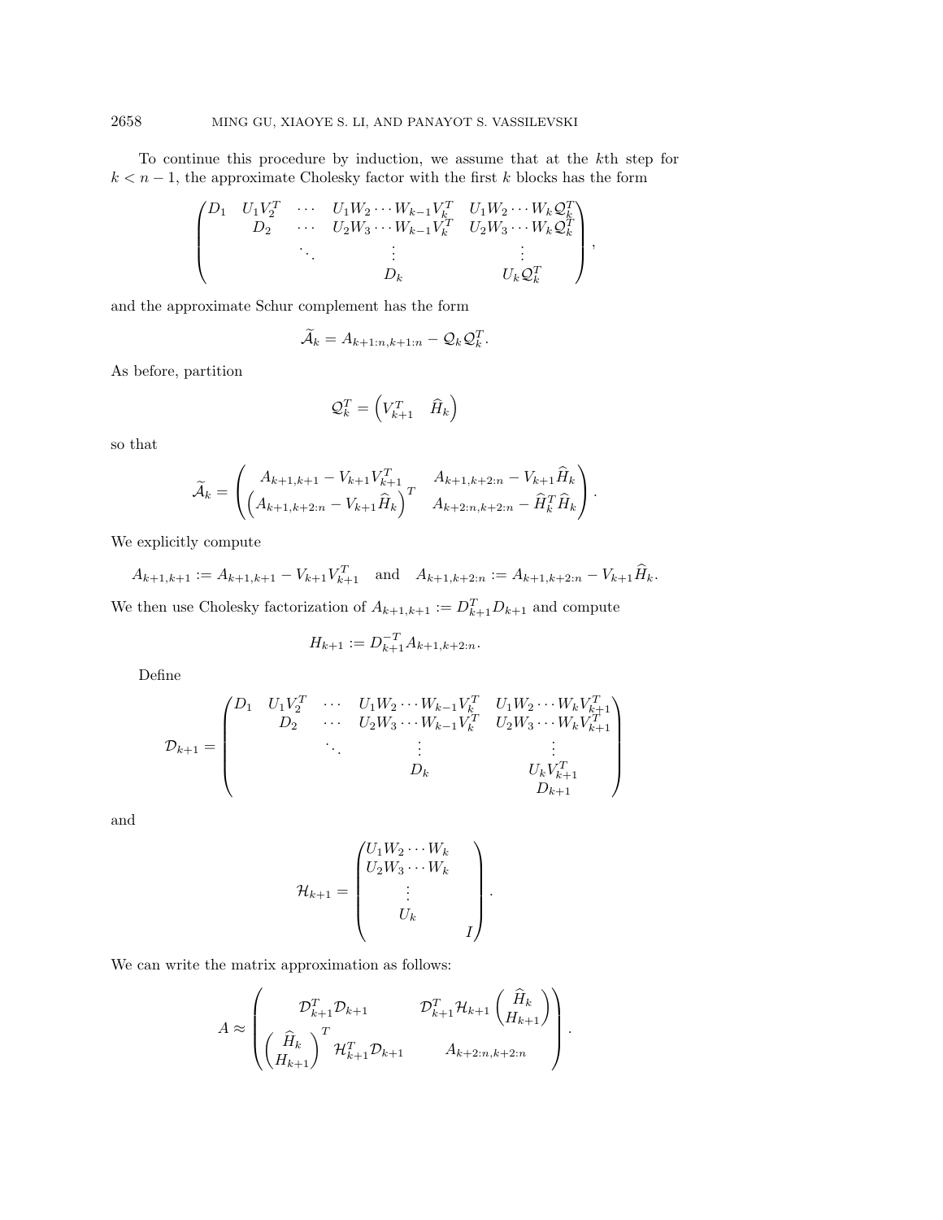To continue this procedure by induction, we assume that at the $k$th step for $k < n-1$, the approximate Cholesky factor with the first $k$ blocks has the form

$$\begin{pmatrix} D_1 & U_1 V_2^T & \cdots & U_1 W_2 \cdots W_{k-1} V_k^T & U_1 W_2 \cdots W_k \mathcal{Q}_k^T \\ & D_2 & \cdots & U_2 W_3 \cdots W_{k-1} V_k^T & U_2 W_3 \cdots W_k \mathcal{Q}_k^T \\ & & \ddots & \vdots & \vdots \\ & & & D_k & U_k \mathcal{Q}_k^T \end{pmatrix},$$

and the approximate Schur complement has the form

$$\widetilde{\mathcal{A}}_k = A_{k+1:n,k+1:n} - \mathcal{Q}_k \mathcal{Q}_k^T.$$

As before, partition

$$\mathcal{Q}_k^T = \begin{pmatrix} V_{k+1}^T & \widehat{H}_k \end{pmatrix}$$

so that

$$\widetilde{\mathcal{A}}_k = \begin{pmatrix} A_{k+1,k+1} - V_{k+1} V_{k+1}^T & A_{k+1,k+2:n} - V_{k+1} \widehat{H}_k \\ \left( A_{k+1,k+2:n} - V_{k+1} \widehat{H}_k \right)^T & A_{k+2:n,k+2:n} - \widehat{H}_k^T \widehat{H}_k \end{pmatrix}.$$

We explicitly compute

$$A_{k+1,k+1} := A_{k+1,k+1} - V_{k+1} V_{k+1}^T \quad \text{and} \quad A_{k+1,k+2:n} := A_{k+1,k+2:n} - V_{k+1} \widehat{H}_k.$$

We then use Cholesky factorization of $A_{k+1,k+1} := D_{k+1}^T D_{k+1}$ and compute

$$H_{k+1} := D_{k+1}^{-T} A_{k+1,k+2:n}.$$

Define

$$\mathcal{D}_{k+1} = \begin{pmatrix} D_1 & U_1 V_2^T & \cdots & U_1 W_2 \cdots W_{k-1} V_k^T & U_1 W_2 \cdots W_k V_{k+1}^T \\ & D_2 & \cdots & U_2 W_3 \cdots W_{k-1} V_k^T & U_2 W_3 \cdots W_k V_{k+1}^T \\ & & \ddots & \vdots & \vdots \\ & & & D_k & U_k V_{k+1}^T \\ & & & & D_{k+1} \end{pmatrix}$$

and

$$\mathcal{H}_{k+1} = \begin{pmatrix} U_1 W_2 \cdots W_k & \\ U_2 W_3 \cdots W_k & \\ \vdots & \\ U_k & \\ & I \end{pmatrix}.$$

We can write the matrix approximation as follows:

$$A \approx \begin{pmatrix} \mathcal{D}_{k+1}^T \mathcal{D}_{k+1} & \mathcal{D}_{k+1}^T \mathcal{H}_{k+1} \begin{pmatrix} \widehat{H}_k \\ H_{k+1} \end{pmatrix} \\ \begin{pmatrix} \widehat{H}_k \\ H_{k+1} \end{pmatrix}^T \mathcal{H}_{k+1}^T \mathcal{D}_{k+1} & A_{k+2:n,k+2:n} \end{pmatrix}.$$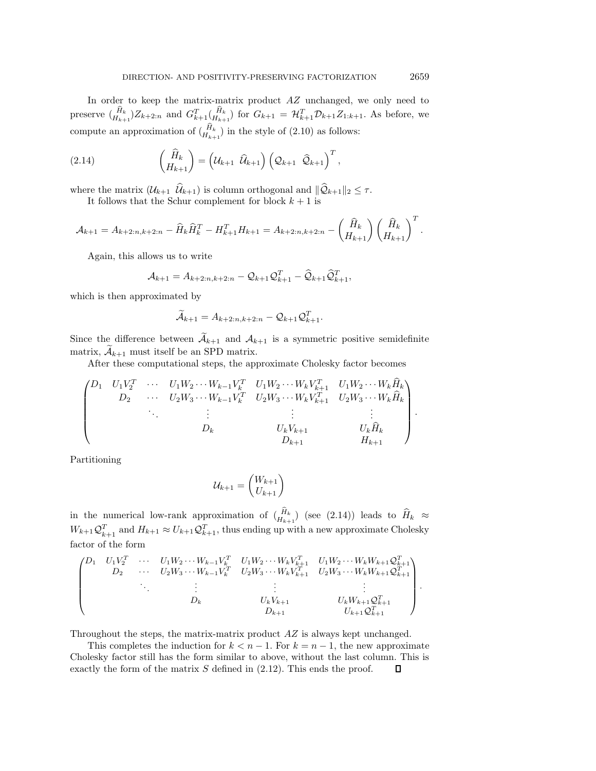In order to keep the matrix-matrix product $AZ$ unchanged, we only need to preserve $\binom{\widehat{H}_k}{H_{k+1}} Z_{k+2:n}$ and $G_{k+1}^T \binom{\widehat{H}_k}{H_{k+1}}$ for $G_{k+1} = \mathcal{H}_{k+1}^T \mathcal{D}_{k+1} Z_{1:k+1}$. As before, we compute an approximation of $\binom{\widehat{H}_k}{H_{k+1}}$ in the style of (2.10) as follows:

$$
\begin{pmatrix} \widehat{H}_k \\ H_{k+1} \end{pmatrix} = \begin{pmatrix} \mathcal{U}_{k+1} & \widehat{\mathcal{U}}_{k+1} \end{pmatrix} \begin{pmatrix} \mathcal{Q}_{k+1} & \widehat{\mathcal{Q}}_{k+1} \end{pmatrix}^T, \tag{2.14}
$$

where the matrix $(\mathcal{U}_{k+1} \;\; \widehat{\mathcal{U}}_{k+1})$ is column orthogonal and $\|\widehat{\mathcal{Q}}_{k+1}\|_2 \leq \tau$.

It follows that the Schur complement for block $k+1$ is

$$
\mathcal{A}_{k+1} = A_{k+2:n,k+2:n} - \widehat{H}_k \widehat{H}_k^T - H_{k+1}^T H_{k+1} = A_{k+2:n,k+2:n} - \begin{pmatrix} \widehat{H}_k \\ H_{k+1} \end{pmatrix} \begin{pmatrix} \widehat{H}_k \\ H_{k+1} \end{pmatrix}^T.
$$

Again, this allows us to write

$$
\mathcal{A}_{k+1} = A_{k+2:n,k+2:n} - \mathcal{Q}_{k+1} \mathcal{Q}_{k+1}^T - \widehat{\mathcal{Q}}_{k+1} \widehat{\mathcal{Q}}_{k+1}^T,
$$

which is then approximated by

$$
\widetilde{\mathcal{A}}_{k+1} = A_{k+2:n,k+2:n} - \mathcal{Q}_{k+1} \mathcal{Q}_{k+1}^T.
$$

Since the difference between $\widetilde{\mathcal{A}}_{k+1}$ and $\mathcal{A}_{k+1}$ is a symmetric positive semidefinite matrix, $\widetilde{\mathcal{A}}_{k+1}$ must itself be an SPD matrix.

After these computational steps, the approximate Cholesky factor becomes

$$
\begin{pmatrix}
D_1 & U_1 V_2^T & \cdots & U_1 W_2 \cdots W_{k-1} V_k^T & U_1 W_2 \cdots W_k V_{k+1}^T & U_1 W_2 \cdots W_k \widehat{H}_k \\
 & D_2 & \cdots & U_2 W_3 \cdots W_{k-1} V_k^T & U_2 W_3 \cdots W_k V_{k+1}^T & U_2 W_3 \cdots W_k \widehat{H}_k \\
 & & \ddots & \vdots & \vdots & \vdots \\
 & & & D_k & U_k V_{k+1} & U_k \widehat{H}_k \\
 & & & & D_{k+1} & H_{k+1}
\end{pmatrix}.
$$

Partitioning

$$
\mathcal{U}_{k+1} = \begin{pmatrix} W_{k+1} \\ U_{k+1} \end{pmatrix}
$$

in the numerical low-rank approximation of $\binom{\widehat{H}_k}{H_{k+1}}$ (see (2.14)) leads to $\widehat{H}_k \approx W_{k+1} \mathcal{Q}_{k+1}^T$ and $H_{k+1} \approx U_{k+1} \mathcal{Q}_{k+1}^T$, thus ending up with a new approximate Cholesky factor of the form

$$
\begin{pmatrix}
D_1 & U_1 V_2^T & \cdots & U_1 W_2 \cdots W_{k-1} V_k^T & U_1 W_2 \cdots W_k V_{k+1}^T & U_1 W_2 \cdots W_k W_{k+1} \mathcal{Q}_{k+1}^T \\
 & D_2 & \cdots & U_2 W_3 \cdots W_{k-1} V_k^T & U_2 W_3 \cdots W_k V_{k+1}^T & U_2 W_3 \cdots W_k W_{k+1} \mathcal{Q}_{k+1}^T \\
 & & \ddots & \vdots & \vdots & \vdots \\
 & & & D_k & U_k V_{k+1} & U_k W_{k+1} \mathcal{Q}_{k+1}^T \\
 & & & & D_{k+1} & U_{k+1} \mathcal{Q}_{k+1}^T
\end{pmatrix}.
$$

Throughout the steps, the matrix-matrix product $AZ$ is always kept unchanged.

This completes the induction for $k < n-1$. For $k = n-1$, the new approximate Cholesky factor still has the form similar to above, without the last column. This is exactly the form of the matrix $S$ defined in (2.12). This ends the proof. □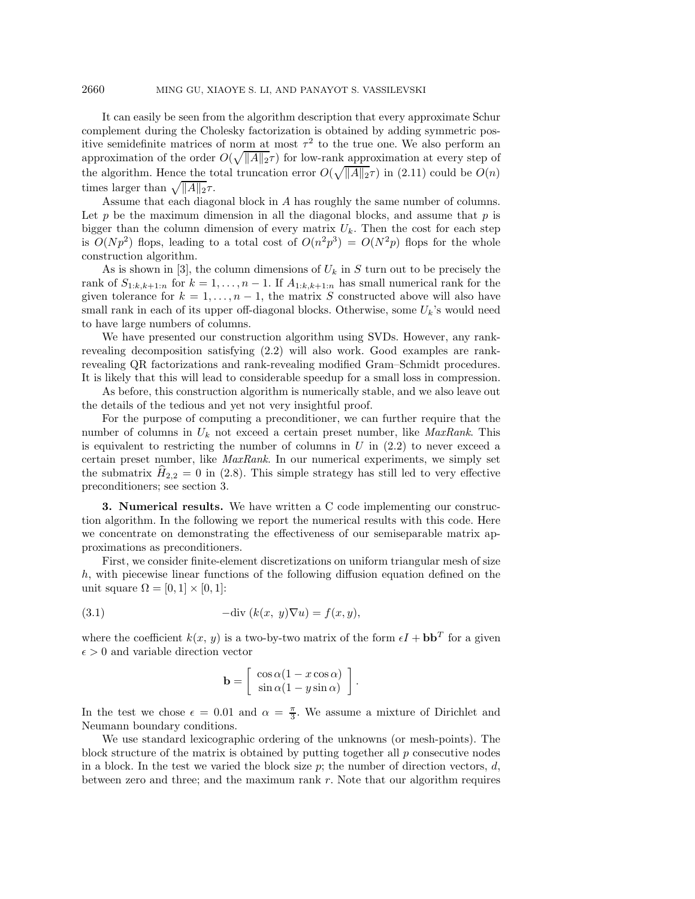It can easily be seen from the algorithm description that every approximate Schur complement during the Cholesky factorization is obtained by adding symmetric positive semidefinite matrices of norm at most $\tau^2$ to the true one. We also perform an approximation of the order $O(\sqrt{\|A\|_2}\tau)$ for low-rank approximation at every step of the algorithm. Hence the total truncation error $O(\sqrt{\|A\|_2}\tau)$ in (2.11) could be $O(n)$ times larger than $\sqrt{\|A\|_2}\tau$.

Assume that each diagonal block in $A$ has roughly the same number of columns. Let $p$ be the maximum dimension in all the diagonal blocks, and assume that $p$ is bigger than the column dimension of every matrix $U_k$. Then the cost for each step is $O(Np^2)$ flops, leading to a total cost of $O(n^2p^3) = O(N^2p)$ flops for the whole construction algorithm.

As is shown in [3], the column dimensions of $U_k$ in $S$ turn out to be precisely the rank of $S_{1:k,k+1:n}$ for $k = 1, \ldots, n-1$. If $A_{1:k,k+1:n}$ has small numerical rank for the given tolerance for $k = 1, \ldots, n-1$, the matrix $S$ constructed above will also have small rank in each of its upper off-diagonal blocks. Otherwise, some $U_k$'s would need to have large numbers of columns.

We have presented our construction algorithm using SVDs. However, any rank-revealing decomposition satisfying (2.2) will also work. Good examples are rank-revealing QR factorizations and rank-revealing modified Gram–Schmidt procedures. It is likely that this will lead to considerable speedup for a small loss in compression.

As before, this construction algorithm is numerically stable, and we also leave out the details of the tedious and yet not very insightful proof.

For the purpose of computing a preconditioner, we can further require that the number of columns in $U_k$ not exceed a certain preset number, like *MaxRank*. This is equivalent to restricting the number of columns in $U$ in (2.2) to never exceed a certain preset number, like *MaxRank*. In our numerical experiments, we simply set the submatrix $\widehat{H}_{2,2} = 0$ in (2.8). This simple strategy has still led to very effective preconditioners; see section 3.

## 3. Numerical results.

We have written a C code implementing our construction algorithm. In the following we report the numerical results with this code. Here we concentrate on demonstrating the effectiveness of our semiseparable matrix approximations as preconditioners.

First, we consider finite-element discretizations on uniform triangular mesh of size $h$, with piecewise linear functions of the following diffusion equation defined on the unit square $\Omega = [0,1] \times [0,1]$:

$$-\text{div}\,(k(x,\,y)\nabla u) = f(x,y), \tag{3.1}$$

where the coefficient $k(x,\,y)$ is a two-by-two matrix of the form $\epsilon I + \mathbf{b}\mathbf{b}^T$ for a given $\epsilon > 0$ and variable direction vector

$$\mathbf{b} = \begin{bmatrix} \cos\alpha(1 - x\cos\alpha) \\ \sin\alpha(1 - y\sin\alpha) \end{bmatrix}.$$

In the test we chose $\epsilon = 0.01$ and $\alpha = \frac{\pi}{3}$. We assume a mixture of Dirichlet and Neumann boundary conditions.

We use standard lexicographic ordering of the unknowns (or mesh-points). The block structure of the matrix is obtained by putting together all $p$ consecutive nodes in a block. In the test we varied the block size $p$; the number of direction vectors, $d$, between zero and three; and the maximum rank $r$. Note that our algorithm requires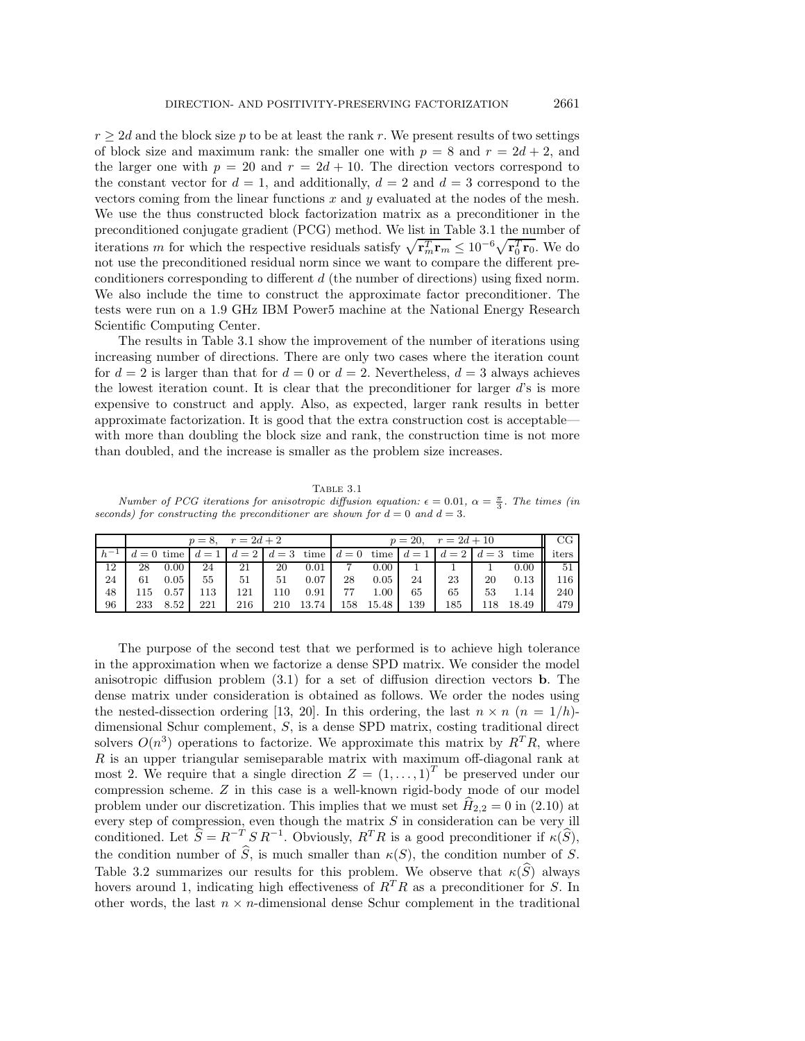$r \geq 2d$ and the block size $p$ to be at least the rank $r$. We present results of two settings of block size and maximum rank: the smaller one with $p = 8$ and $r = 2d + 2$, and the larger one with $p = 20$ and $r = 2d + 10$. The direction vectors correspond to the constant vector for $d = 1$, and additionally, $d = 2$ and $d = 3$ correspond to the vectors coming from the linear functions $x$ and $y$ evaluated at the nodes of the mesh. We use the thus constructed block factorization matrix as a preconditioner in the preconditioned conjugate gradient (PCG) method. We list in Table 3.1 the number of iterations $m$ for which the respective residuals satisfy $\sqrt{\mathbf{r}_m^T \mathbf{r}_m} \leq 10^{-6} \sqrt{\mathbf{r}_0^T \mathbf{r}_0}$. We do not use the preconditioned residual norm since we want to compare the different preconditioners corresponding to different $d$ (the number of directions) using fixed norm. We also include the time to construct the approximate factor preconditioner. The tests were run on a 1.9 GHz IBM Power5 machine at the National Energy Research Scientific Computing Center.

The results in Table 3.1 show the improvement of the number of iterations using increasing number of directions. There are only two cases where the iteration count for $d = 2$ is larger than that for $d = 0$ or $d = 2$. Nevertheless, $d = 3$ always achieves the lowest iteration count. It is clear that the preconditioner for larger $d$'s is more expensive to construct and apply. Also, as expected, larger rank results in better approximate factorization. It is good that the extra construction cost is acceptable—with more than doubling the block size and rank, the construction time is not more than doubled, and the increase is smaller as the problem size increases.

Table 3.1

*Number of PCG iterations for anisotropic diffusion equation: $\epsilon = 0.01$, $\alpha = \frac{\pi}{3}$. The times (in seconds) for constructing the preconditioner are shown for $d = 0$ and $d = 3$.*

| | $p = 8$, $r = 2d + 2$ | | | | | | $p = 20$, $r = 2d + 10$ | | | | | | CG |
|---|---|---|---|---|---|---|---|---|---|---|---|---|---|
| $h^{-1}$ | $d = 0$ | time | $d = 1$ | $d = 2$ | $d = 3$ | time | $d = 0$ | time | $d = 1$ | $d = 2$ | $d = 3$ | time | iters |
| 12 | 28 | 0.00 | 24 | 21 | 20 | 0.01 | 7 | 0.00 | 1 | 1 | 1 | 0.00 | 51 |
| 24 | 61 | 0.05 | 55 | 51 | 51 | 0.07 | 28 | 0.05 | 24 | 23 | 20 | 0.13 | 116 |
| 48 | 115 | 0.57 | 113 | 121 | 110 | 0.91 | 77 | 1.00 | 65 | 65 | 53 | 1.14 | 240 |
| 96 | 233 | 8.52 | 221 | 216 | 210 | 13.74 | 158 | 15.48 | 139 | 185 | 118 | 18.49 | 479 |

The purpose of the second test that we performed is to achieve high tolerance in the approximation when we factorize a dense SPD matrix. We consider the model anisotropic diffusion problem (3.1) for a set of diffusion direction vectors $\mathbf{b}$. The dense matrix under consideration is obtained as follows. We order the nodes using the nested-dissection ordering [13, 20]. In this ordering, the last $n \times n$ ($n = 1/h$)-dimensional Schur complement, $S$, is a dense SPD matrix, costing traditional direct solvers $O(n^3)$ operations to factorize. We approximate this matrix by $R^T R$, where $R$ is an upper triangular semiseparable matrix with maximum off-diagonal rank at most 2. We require that a single direction $Z = (1, \ldots, 1)^T$ be preserved under our compression scheme. $Z$ in this case is a well-known rigid-body mode of our model problem under our discretization. This implies that we must set $\widehat{H}_{2,2} = 0$ in (2.10) at every step of compression, even though the matrix $S$ in consideration can be very ill conditioned. Let $\widehat{S} = R^{-T} S R^{-1}$. Obviously, $R^T R$ is a good preconditioner if $\kappa(\widehat{S})$, the condition number of $\widehat{S}$, is much smaller than $\kappa(S)$, the condition number of $S$. Table 3.2 summarizes our results for this problem. We observe that $\kappa(\widehat{S})$ always hovers around 1, indicating high effectiveness of $R^T R$ as a preconditioner for $S$. In other words, the last $n \times n$-dimensional dense Schur complement in the traditional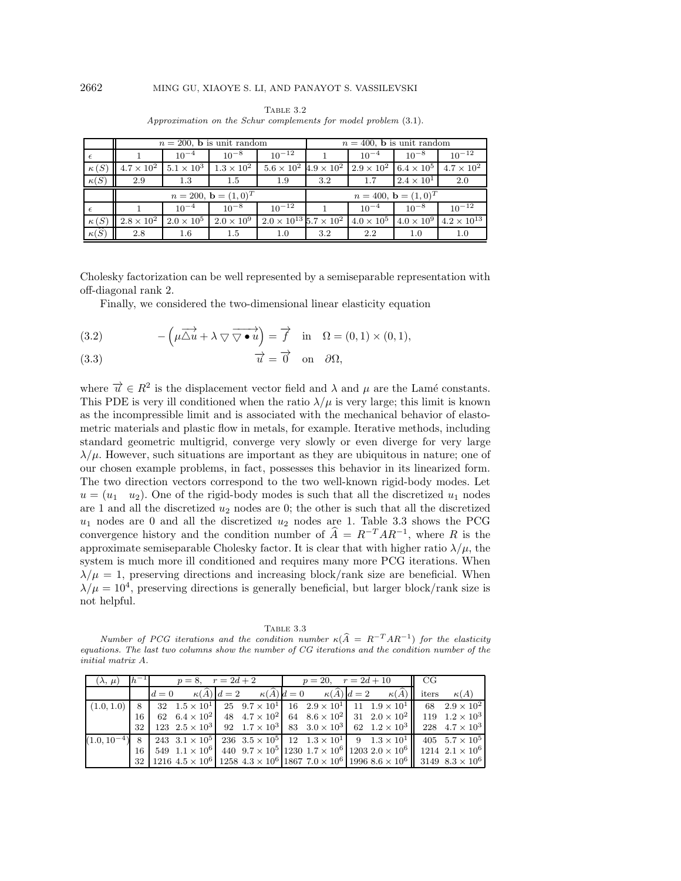Table 3.2

*Approximation on the Schur complements for model problem* (3.1).

| | $n = 200$, **b** is unit random | | | | $n = 400$, **b** is unit random | | | |
|---|---|---|---|---|---|---|---|---|
| $\epsilon$ | 1 | $10^{-4}$ | $10^{-8}$ | $10^{-12}$ | 1 | $10^{-4}$ | $10^{-8}$ | $10^{-12}$ |
| $\kappa(S)$ | $4.7 \times 10^2$ | $5.1 \times 10^3$ | $1.3 \times 10^2$ | $5.6 \times 10^2$ | $4.9 \times 10^2$ | $2.9 \times 10^2$ | $6.4 \times 10^5$ | $4.7 \times 10^2$ |
| $\kappa(\widehat{S})$ | 2.9 | 1.3 | 1.5 | 1.9 | 3.2 | 1.7 | $2.4 \times 10^1$ | 2.0 |
| | $n = 200$, $\mathbf{b} = (1,0)^T$ | | | | $n = 400$, $\mathbf{b} = (1,0)^T$ | | | |
| $\epsilon$ | 1 | $10^{-4}$ | $10^{-8}$ | $10^{-12}$ | 1 | $10^{-4}$ | $10^{-8}$ | $10^{-12}$ |
| $\kappa(S)$ | $2.8 \times 10^2$ | $2.0 \times 10^5$ | $2.0 \times 10^9$ | $2.0 \times 10^{13}$ | $5.7 \times 10^2$ | $4.0 \times 10^5$ | $4.0 \times 10^9$ | $4.2 \times 10^{13}$ |
| $\kappa(\widehat{S})$ | 2.8 | 1.6 | 1.5 | 1.0 | 3.2 | 2.2 | 1.0 | 1.0 |

Cholesky factorization can be well represented by a semiseparable representation with off-diagonal rank 2.

Finally, we considered the two-dimensional linear elasticity equation

$$-\left(\mu \overrightarrow{\triangle u} + \lambda \bigtriangledown \overrightarrow{\bigtriangledown \bullet u}\right) = \overrightarrow{f} \quad \text{in} \quad \Omega = (0,1) \times (0,1), \tag{3.2}$$

$$\overrightarrow{u} = \overrightarrow{0} \quad \text{on} \quad \partial\Omega, \tag{3.3}$$

where $\overrightarrow{u} \in R^2$ is the displacement vector field and $\lambda$ and $\mu$ are the Lamé constants. This PDE is very ill conditioned when the ratio $\lambda/\mu$ is very large; this limit is known as the incompressible limit and is associated with the mechanical behavior of elastometric materials and plastic flow in metals, for example. Iterative methods, including standard geometric multigrid, converge very slowly or even diverge for very large $\lambda/\mu$. However, such situations are important as they are ubiquitous in nature; one of our chosen example problems, in fact, possesses this behavior in its linearized form. The two direction vectors correspond to the two well-known rigid-body modes. Let $u = (u_1 \quad u_2)$. One of the rigid-body modes is such that all the discretized $u_1$ nodes are 1 and all the discretized $u_2$ nodes are 0; the other is such that all the discretized $u_1$ nodes are 0 and all the discretized $u_2$ nodes are 1. Table 3.3 shows the PCG convergence history and the condition number of $\widehat{A} = R^{-T}AR^{-1}$, where $R$ is the approximate semiseparable Cholesky factor. It is clear that with higher ratio $\lambda/\mu$, the system is much more ill conditioned and requires many more PCG iterations. When $\lambda/\mu = 1$, preserving directions and increasing block/rank size are beneficial. When $\lambda/\mu = 10^4$, preserving directions is generally beneficial, but larger block/rank size is not helpful.

Table 3.3

*Number of PCG iterations and the condition number $\kappa(\widehat{A} = R^{-T}AR^{-1})$ for the elasticity equations. The last two columns show the number of CG iterations and the condition number of the initial matrix $A$.*

| $(\lambda, \mu)$ | $h^{-1}$ | $p = 8$, $r = 2d+2$ | | | | $p = 20$, $r = 2d+10$ | | | | CG | |
|---|---|---|---|---|---|---|---|---|---|---|---|
| | | $d = 0$ | $\kappa(\widehat{A})$ | $d = 2$ | $\kappa(\widehat{A})$ | $d = 0$ | $\kappa(\widehat{A})$ | $d = 2$ | $\kappa(\widehat{A})$ | iters | $\kappa(A)$ |
| $(1.0, 1.0)$ | 8 | 32 | $1.5 \times 10^1$ | 25 | $9.7 \times 10^1$ | 16 | $2.9 \times 10^1$ | 11 | $1.9 \times 10^1$ | 68 | $2.9 \times 10^2$ |
| | 16 | 62 | $6.4 \times 10^2$ | 48 | $4.7 \times 10^2$ | 64 | $8.6 \times 10^2$ | 31 | $2.0 \times 10^2$ | 119 | $1.2 \times 10^3$ |
| | 32 | 123 | $2.5 \times 10^3$ | 92 | $1.7 \times 10^3$ | 83 | $3.0 \times 10^3$ | 62 | $1.2 \times 10^3$ | 228 | $4.7 \times 10^3$ |
| $(1.0, 10^{-4})$ | 8 | 243 | $3.1 \times 10^5$ | 236 | $3.5 \times 10^5$ | 12 | $1.3 \times 10^1$ | 9 | $1.3 \times 10^1$ | 405 | $5.7 \times 10^5$ |
| | 16 | 549 | $1.1 \times 10^6$ | 440 | $9.7 \times 10^5$ | 1230 | $1.7 \times 10^6$ | 1203 | $2.0 \times 10^6$ | 1214 | $2.1 \times 10^6$ |
| | 32 | 1216 | $4.5 \times 10^6$ | 1258 | $4.3 \times 10^6$ | 1867 | $7.0 \times 10^6$ | 1996 | $8.6 \times 10^6$ | 3149 | $8.3 \times 10^6$ |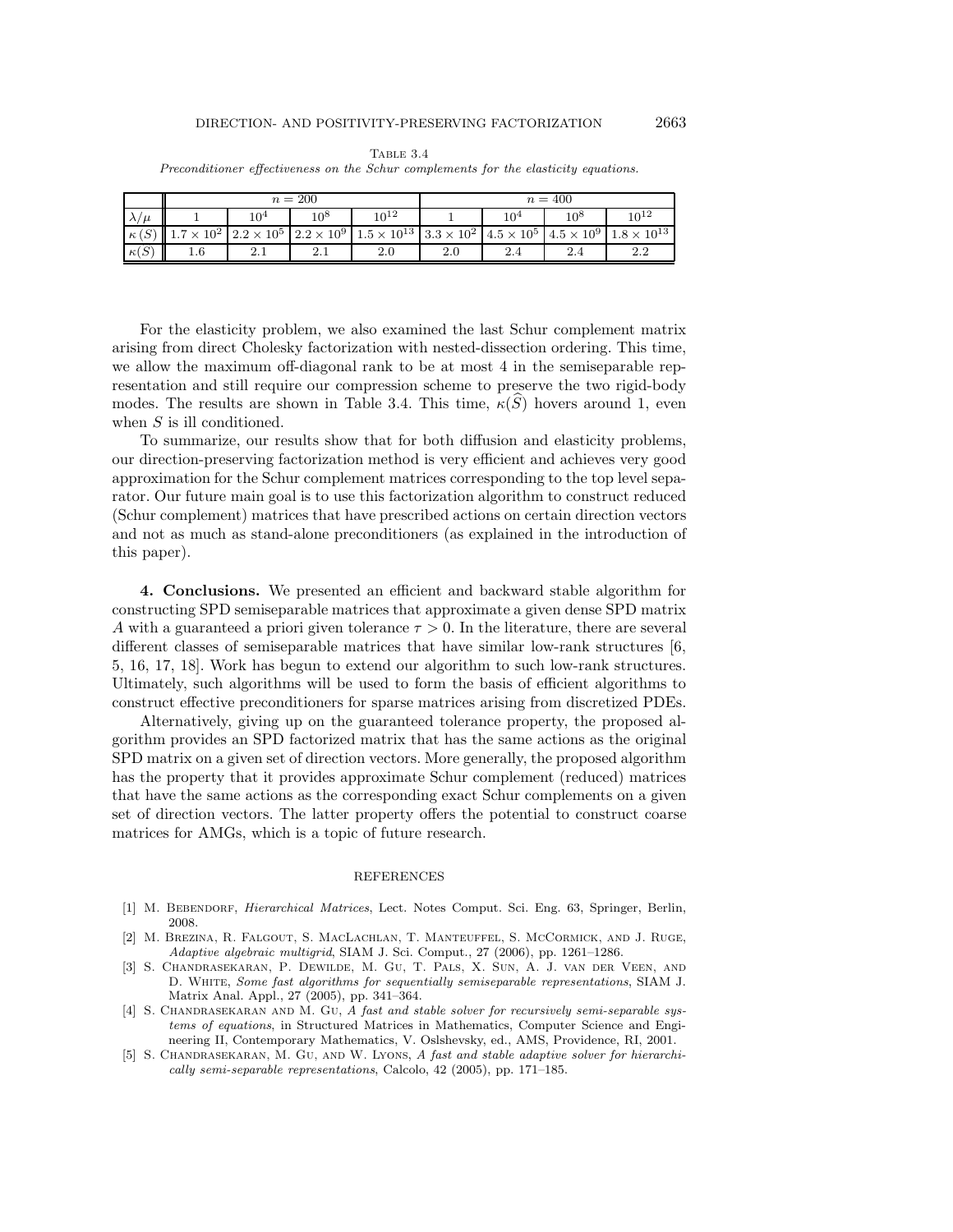Table 3.4
*Preconditioner effectiveness on the Schur complements for the elasticity equations.*

| | $n = 200$ | | | | $n = 400$ | | | |
|---|---|---|---|---|---|---|---|---|
| $\lambda/\mu$ | 1 | $10^4$ | $10^8$ | $10^{12}$ | 1 | $10^4$ | $10^8$ | $10^{12}$ |
| $\kappa(S)$ | $1.7 \times 10^2$ | $2.2 \times 10^5$ | $2.2 \times 10^9$ | $1.5 \times 10^{13}$ | $3.3 \times 10^2$ | $4.5 \times 10^5$ | $4.5 \times 10^9$ | $1.8 \times 10^{13}$ |
| $\kappa(\widehat{S})$ | 1.6 | 2.1 | 2.1 | 2.0 | 2.0 | 2.4 | 2.4 | 2.2 |

For the elasticity problem, we also examined the last Schur complement matrix arising from direct Cholesky factorization with nested-dissection ordering. This time, we allow the maximum off-diagonal rank to be at most 4 in the semiseparable representation and still require our compression scheme to preserve the two rigid-body modes. The results are shown in Table 3.4. This time, $\kappa(\widehat{S})$ hovers around 1, even when $S$ is ill conditioned.

To summarize, our results show that for both diffusion and elasticity problems, our direction-preserving factorization method is very efficient and achieves very good approximation for the Schur complement matrices corresponding to the top level separator. Our future main goal is to use this factorization algorithm to construct reduced (Schur complement) matrices that have prescribed actions on certain direction vectors and not as much as stand-alone preconditioners (as explained in the introduction of this paper).

**4. Conclusions.** We presented an efficient and backward stable algorithm for constructing SPD semiseparable matrices that approximate a given dense SPD matrix $A$ with a guaranteed a priori given tolerance $\tau > 0$. In the literature, there are several different classes of semiseparable matrices that have similar low-rank structures [6, 5, 16, 17, 18]. Work has begun to extend our algorithm to such low-rank structures. Ultimately, such algorithms will be used to form the basis of efficient algorithms to construct effective preconditioners for sparse matrices arising from discretized PDEs.

Alternatively, giving up on the guaranteed tolerance property, the proposed algorithm provides an SPD factorized matrix that has the same actions as the original SPD matrix on a given set of direction vectors. More generally, the proposed algorithm has the property that it provides approximate Schur complement (reduced) matrices that have the same actions as the corresponding exact Schur complements on a given set of direction vectors. The latter property offers the potential to construct coarse matrices for AMGs, which is a topic of future research.

## REFERENCES

[1] M. Bebendorf, *Hierarchical Matrices*, Lect. Notes Comput. Sci. Eng. 63, Springer, Berlin, 2008.

[2] M. Brezina, R. Falgout, S. MacLachlan, T. Manteuffel, S. McCormick, and J. Ruge, *Adaptive algebraic multigrid*, SIAM J. Sci. Comput., 27 (2006), pp. 1261–1286.

[3] S. Chandrasekaran, P. Dewilde, M. Gu, T. Pals, X. Sun, A. J. van der Veen, and D. White, *Some fast algorithms for sequentially semiseparable representations*, SIAM J. Matrix Anal. Appl., 27 (2005), pp. 341–364.

[4] S. Chandrasekaran and M. Gu, *A fast and stable solver for recursively semi-separable systems of equations*, in Structured Matrices in Mathematics, Computer Science and Engineering II, Contemporary Mathematics, V. Oslshevsky, ed., AMS, Providence, RI, 2001.

[5] S. Chandrasekaran, M. Gu, and W. Lyons, *A fast and stable adaptive solver for hierarchically semi-separable representations*, Calcolo, 42 (2005), pp. 171–185.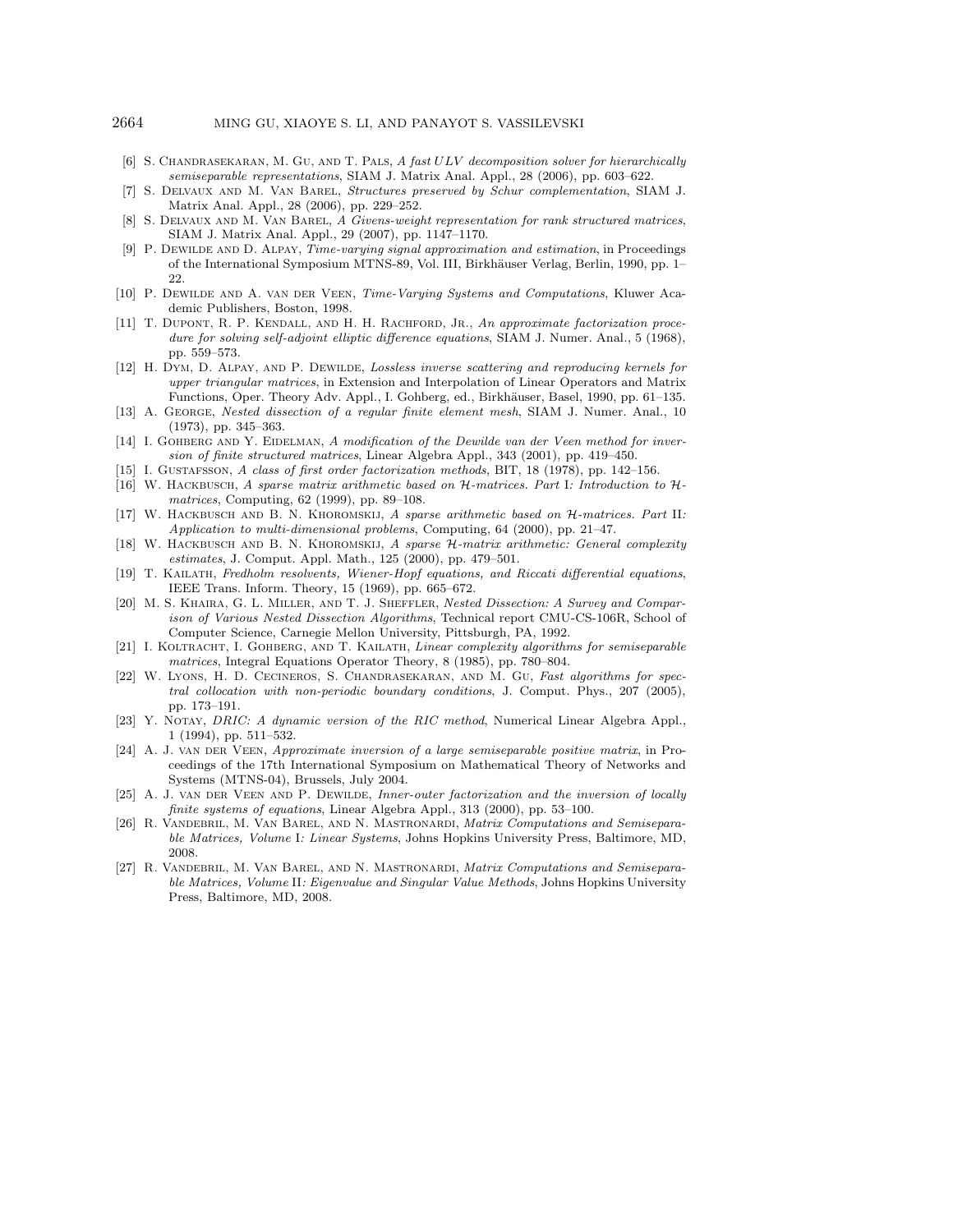[6] S. Chandrasekaran, M. Gu, and T. Pals, *A fast ULV decomposition solver for hierarchically semiseparable representations*, SIAM J. Matrix Anal. Appl., 28 (2006), pp. 603–622.

[7] S. Delvaux and M. Van Barel, *Structures preserved by Schur complementation*, SIAM J. Matrix Anal. Appl., 28 (2006), pp. 229–252.

[8] S. Delvaux and M. Van Barel, *A Givens-weight representation for rank structured matrices*, SIAM J. Matrix Anal. Appl., 29 (2007), pp. 1147–1170.

[9] P. Dewilde and D. Alpay, *Time-varying signal approximation and estimation*, in Proceedings of the International Symposium MTNS-89, Vol. III, Birkhäuser Verlag, Berlin, 1990, pp. 1–22.

[10] P. Dewilde and A. van der Veen, *Time-Varying Systems and Computations*, Kluwer Academic Publishers, Boston, 1998.

[11] T. Dupont, R. P. Kendall, and H. H. Rachford, Jr., *An approximate factorization procedure for solving self-adjoint elliptic difference equations*, SIAM J. Numer. Anal., 5 (1968), pp. 559–573.

[12] H. Dym, D. Alpay, and P. Dewilde, *Lossless inverse scattering and reproducing kernels for upper triangular matrices*, in Extension and Interpolation of Linear Operators and Matrix Functions, Oper. Theory Adv. Appl., I. Gohberg, ed., Birkhäuser, Basel, 1990, pp. 61–135.

[13] A. George, *Nested dissection of a regular finite element mesh*, SIAM J. Numer. Anal., 10 (1973), pp. 345–363.

[14] I. Gohberg and Y. Eidelman, *A modification of the Dewilde van der Veen method for inversion of finite structured matrices*, Linear Algebra Appl., 343 (2001), pp. 419–450.

[15] I. Gustafsson, *A class of first order factorization methods*, BIT, 18 (1978), pp. 142–156.

[16] W. Hackbusch, *A sparse matrix arithmetic based on $\mathcal{H}$-matrices. Part* I*: Introduction to $\mathcal{H}$-matrices*, Computing, 62 (1999), pp. 89–108.

[17] W. Hackbusch and B. N. Khoromskij, *A sparse arithmetic based on $\mathcal{H}$-matrices. Part* II*: Application to multi-dimensional problems*, Computing, 64 (2000), pp. 21–47.

[18] W. Hackbusch and B. N. Khoromskij, *A sparse $\mathcal{H}$-matrix arithmetic: General complexity estimates*, J. Comput. Appl. Math., 125 (2000), pp. 479–501.

[19] T. Kailath, *Fredholm resolvents, Wiener-Hopf equations, and Riccati differential equations*, IEEE Trans. Inform. Theory, 15 (1969), pp. 665–672.

[20] M. S. Khaira, G. L. Miller, and T. J. Sheffler, *Nested Dissection: A Survey and Comparison of Various Nested Dissection Algorithms*, Technical report CMU-CS-106R, School of Computer Science, Carnegie Mellon University, Pittsburgh, PA, 1992.

[21] I. Koltracht, I. Gohberg, and T. Kailath, *Linear complexity algorithms for semiseparable matrices*, Integral Equations Operator Theory, 8 (1985), pp. 780–804.

[22] W. Lyons, H. D. Cecineros, S. Chandrasekaran, and M. Gu, *Fast algorithms for spectral collocation with non-periodic boundary conditions*, J. Comput. Phys., 207 (2005), pp. 173–191.

[23] Y. Notay, *DRIC: A dynamic version of the RIC method*, Numerical Linear Algebra Appl., 1 (1994), pp. 511–532.

[24] A. J. van der Veen, *Approximate inversion of a large semiseparable positive matrix*, in Proceedings of the 17th International Symposium on Mathematical Theory of Networks and Systems (MTNS-04), Brussels, July 2004.

[25] A. J. van der Veen and P. Dewilde, *Inner-outer factorization and the inversion of locally finite systems of equations*, Linear Algebra Appl., 313 (2000), pp. 53–100.

[26] R. Vandebril, M. Van Barel, and N. Mastronardi, *Matrix Computations and Semiseparable Matrices, Volume* I*: Linear Systems*, Johns Hopkins University Press, Baltimore, MD, 2008.

[27] R. Vandebril, M. Van Barel, and N. Mastronardi, *Matrix Computations and Semiseparable Matrices, Volume* II*: Eigenvalue and Singular Value Methods*, Johns Hopkins University Press, Baltimore, MD, 2008.